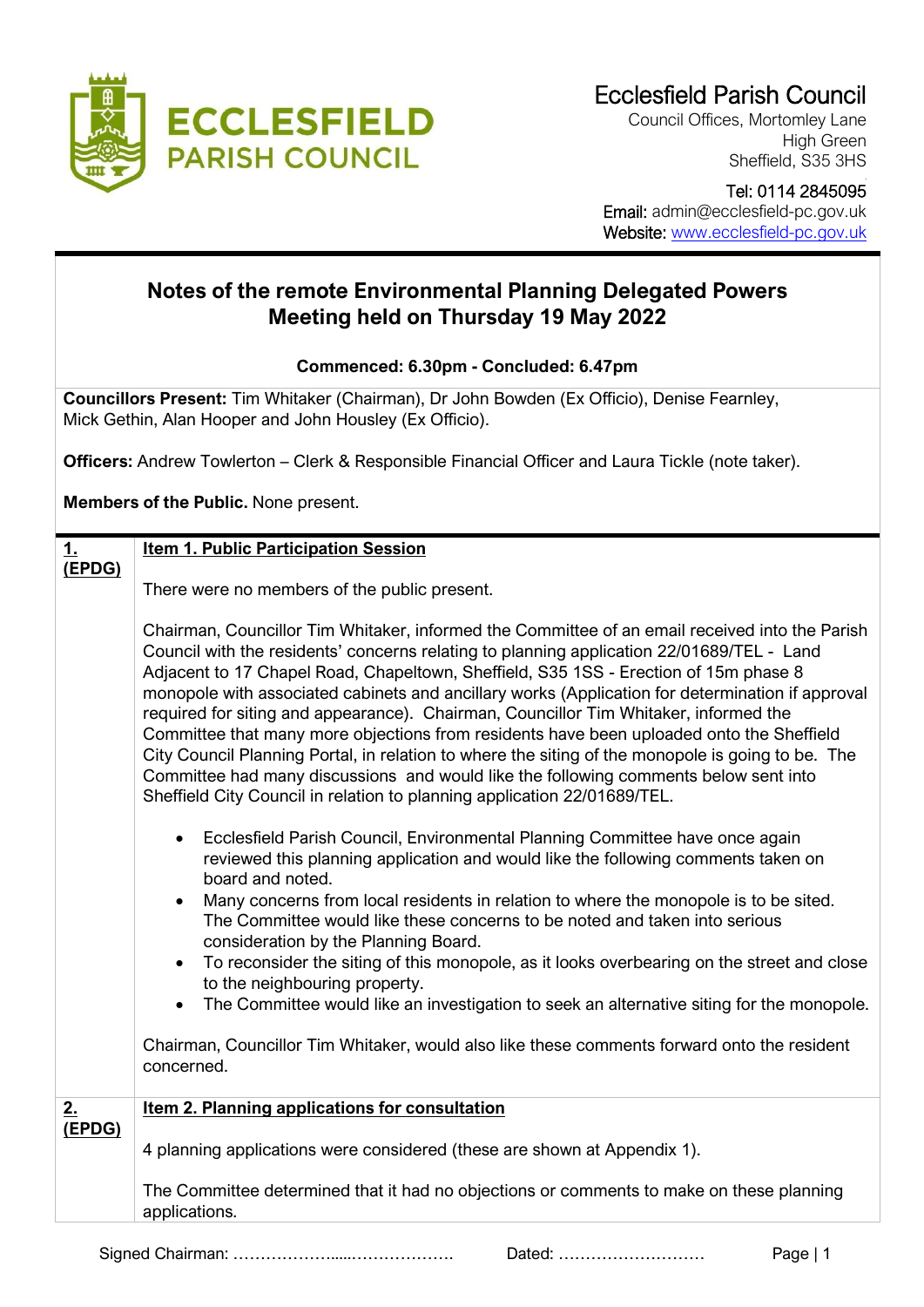# Ecclesfield Parish Council

Council Offices, Mortomley Lane
High Green
Sheffield, S35 3HS

Tel: 0114 2845095
Email: admin@ecclesfield-pc.gov.uk
Website: www.ecclesfield-pc.gov.uk

## Notes of the remote Environmental Planning Delegated Powers Meeting held on Thursday 19 May 2022

**Commenced: 6.30pm - Concluded: 6.47pm**

**Councillors Present:** Tim Whitaker (Chairman), Dr John Bowden (Ex Officio), Denise Fearnley, Mick Gethin, Alan Hooper and John Housley (Ex Officio).

**Officers:** Andrew Towlerton – Clerk & Responsible Financial Officer and Laura Tickle (note taker).

**Members of the Public.** None present.

**1. (EPDG)** **Item 1. Public Participation Session**

There were no members of the public present.

Chairman, Councillor Tim Whitaker, informed the Committee of an email received into the Parish Council with the residents' concerns relating to planning application 22/01689/TEL - Land Adjacent to 17 Chapel Road, Chapeltown, Sheffield, S35 1SS - Erection of 15m phase 8 monopole with associated cabinets and ancillary works (Application for determination if approval required for siting and appearance). Chairman, Councillor Tim Whitaker, informed the Committee that many more objections from residents have been uploaded onto the Sheffield City Council Planning Portal, in relation to where the siting of the monopole is going to be. The Committee had many discussions and would like the following comments below sent into Sheffield City Council in relation to planning application 22/01689/TEL.

- Ecclesfield Parish Council, Environmental Planning Committee have once again reviewed this planning application and would like the following comments taken on board and noted.
- Many concerns from local residents in relation to where the monopole is to be sited. The Committee would like these concerns to be noted and taken into serious consideration by the Planning Board.
- To reconsider the siting of this monopole, as it looks overbearing on the street and close to the neighbouring property.
- The Committee would like an investigation to seek an alternative siting for the monopole.

Chairman, Councillor Tim Whitaker, would also like these comments forward onto the resident concerned.

**2. (EPDG)** **Item 2. Planning applications for consultation**

4 planning applications were considered (these are shown at Appendix 1).

The Committee determined that it had no objections or comments to make on these planning applications.

Signed Chairman: ……………………………………… Dated: ………………………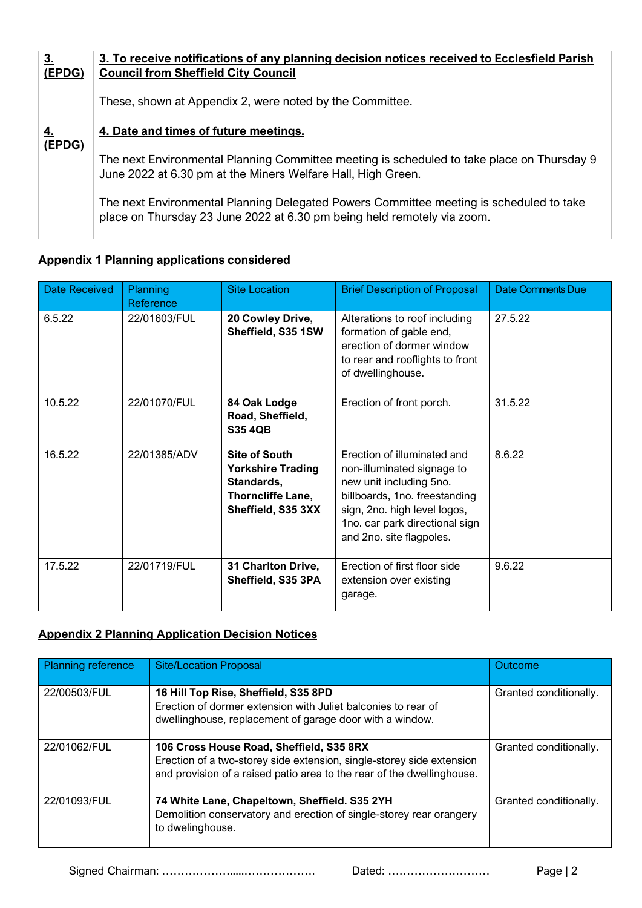| | |
|---|---|
| **3. (EPDG)** | **3. To receive notifications of any planning decision notices received to Ecclesfield Parish Council from Sheffield City Council**<br><br>These, shown at Appendix 2, were noted by the Committee. |
| **4. (EPDG)** | **4. Date and times of future meetings.**<br><br>The next Environmental Planning Committee meeting is scheduled to take place on Thursday 9 June 2022 at 6.30 pm at the Miners Welfare Hall, High Green.<br><br>The next Environmental Planning Delegated Powers Committee meeting is scheduled to take place on Thursday 23 June 2022 at 6.30 pm being held remotely via zoom. |

## Appendix 1 Planning applications considered

| Date Received | Planning Reference | Site Location | Brief Description of Proposal | Date Comments Due |
|---|---|---|---|---|
| 6.5.22 | 22/01603/FUL | **20 Cowley Drive, Sheffield, S35 1SW** | Alterations to roof including formation of gable end, erection of dormer window to rear and rooflights to front of dwellinghouse. | 27.5.22 |
| 10.5.22 | 22/01070/FUL | **84 Oak Lodge Road, Sheffield, S35 4QB** | Erection of front porch. | 31.5.22 |
| 16.5.22 | 22/01385/ADV | **Site of South Yorkshire Trading Standards, Thorncliffe Lane, Sheffield, S35 3XX** | Erection of illuminated and non-illuminated signage to new unit including 5no. billboards, 1no. freestanding sign, 2no. high level logos, 1no. car park directional sign and 2no. site flagpoles. | 8.6.22 |
| 17.5.22 | 22/01719/FUL | **31 Charlton Drive, Sheffield, S35 3PA** | Erection of first floor side extension over existing garage. | 9.6.22 |

## Appendix 2 Planning Application Decision Notices

| Planning reference | Site/Location Proposal | Outcome |
|---|---|---|
| 22/00503/FUL | **16 Hill Top Rise, Sheffield, S35 8PD**<br>Erection of dormer extension with Juliet balconies to rear of dwellinghouse, replacement of garage door with a window. | Granted conditionally. |
| 22/01062/FUL | **106 Cross House Road, Sheffield, S35 8RX**<br>Erection of a two-storey side extension, single-storey side extension and provision of a raised patio area to the rear of the dwellinghouse. | Granted conditionally. |
| 22/01093/FUL | **74 White Lane, Chapeltown, Sheffield. S35 2YH**<br>Demolition conservatory and erection of single-storey rear orangery to dwelinghouse. | Granted conditionally. |

Signed Chairman: ………………......………………. Dated: ………………………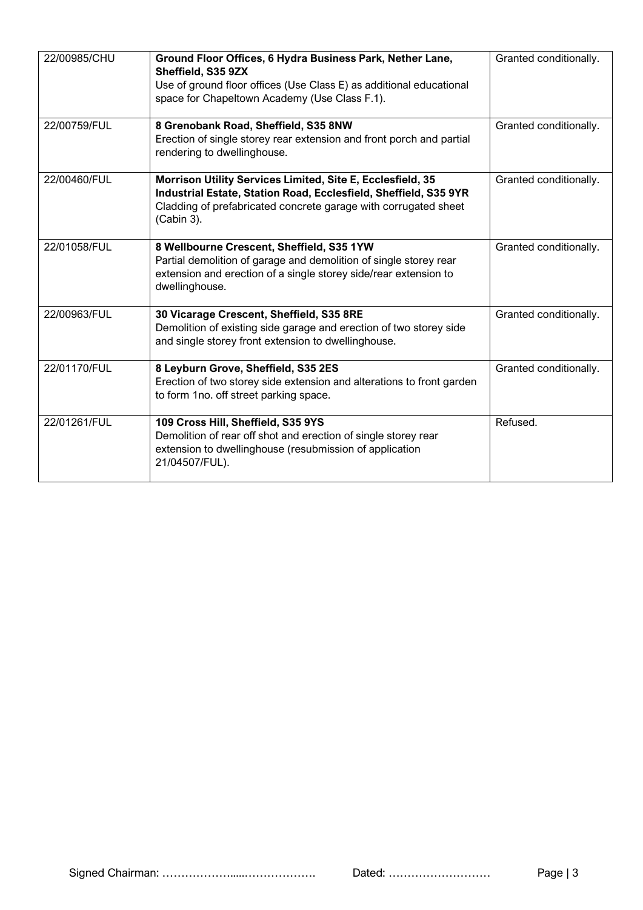| | | |
|---|---|---|
| 22/00985/CHU | **Ground Floor Offices, 6 Hydra Business Park, Nether Lane, Sheffield, S35 9ZX**<br>Use of ground floor offices (Use Class E) as additional educational space for Chapeltown Academy (Use Class F.1). | Granted conditionally. |
| 22/00759/FUL | **8 Grenobank Road, Sheffield, S35 8NW**<br>Erection of single storey rear extension and front porch and partial rendering to dwellinghouse. | Granted conditionally. |
| 22/00460/FUL | **Morrison Utility Services Limited, Site E, Ecclesfield, 35 Industrial Estate, Station Road, Ecclesfield, Sheffield, S35 9YR**<br>Cladding of prefabricated concrete garage with corrugated sheet (Cabin 3). | Granted conditionally. |
| 22/01058/FUL | **8 Wellbourne Crescent, Sheffield, S35 1YW**<br>Partial demolition of garage and demolition of single storey rear extension and erection of a single storey side/rear extension to dwellinghouse. | Granted conditionally. |
| 22/00963/FUL | **30 Vicarage Crescent, Sheffield, S35 8RE**<br>Demolition of existing side garage and erection of two storey side and single storey front extension to dwellinghouse. | Granted conditionally. |
| 22/01170/FUL | **8 Leyburn Grove, Sheffield, S35 2ES**<br>Erection of two storey side extension and alterations to front garden to form 1no. off street parking space. | Granted conditionally. |
| 22/01261/FUL | **109 Cross Hill, Sheffield, S35 9YS**<br>Demolition of rear off shot and erection of single storey rear extension to dwellinghouse (resubmission of application 21/04507/FUL). | Refused. |

Signed Chairman: ……………….....………………. Dated: ………………………